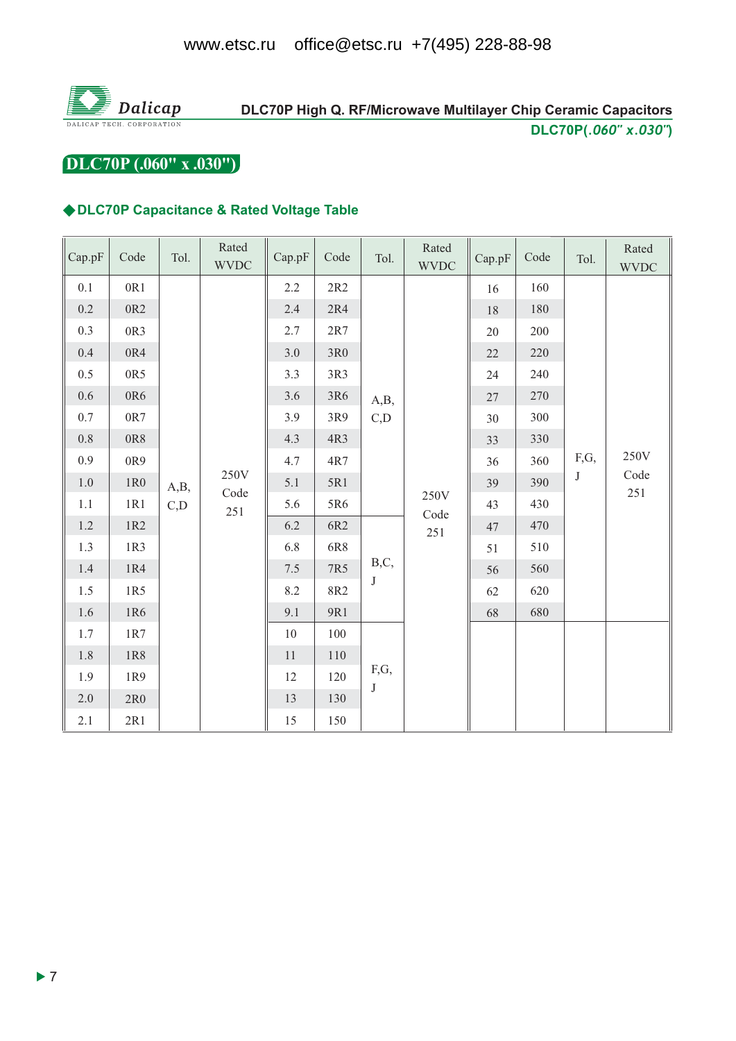www.etsc.ru office@etsc.ru +7(495) 228-88-98

Dalicap

DALICAP TECH. CORPORATION

DLC70P High Q. RF/Microwave Multilayer Chip Ceramic Capacitors

DLC70P(*.060" x.030"*)

# DLC70P (.060" x .030")

## ◆DLC70P Capacitance & Rated Voltage Table

| Cap.pF | Code | Tol. | Rated WVDC | Cap.pF | Code | Tol. | Rated WVDC | Cap.pF | Code | Tol. | Rated WVDC |
|---|---|---|---|---|---|---|---|---|---|---|---|
| 0.1 | 0R1 | A,B, C,D | 250V Code 251 | 2.2 | 2R2 | A,B, C,D | 250V Code 251 | 16 | 160 | F,G, J | 250V Code 251 |
| 0.2 | 0R2 | | | 2.4 | 2R4 | | | 18 | 180 | | |
| 0.3 | 0R3 | | | 2.7 | 2R7 | | | 20 | 200 | | |
| 0.4 | 0R4 | | | 3.0 | 3R0 | | | 22 | 220 | | |
| 0.5 | 0R5 | | | 3.3 | 3R3 | | | 24 | 240 | | |
| 0.6 | 0R6 | | | 3.6 | 3R6 | | | 27 | 270 | | |
| 0.7 | 0R7 | | | 3.9 | 3R9 | | | 30 | 300 | | |
| 0.8 | 0R8 | | | 4.3 | 4R3 | | | 33 | 330 | | |
| 0.9 | 0R9 | | | 4.7 | 4R7 | | | 36 | 360 | | |
| 1.0 | 1R0 | | | 5.1 | 5R1 | | | 39 | 390 | | |
| 1.1 | 1R1 | | | 5.6 | 5R6 | | | 43 | 430 | | |
| 1.2 | 1R2 | | | 6.2 | 6R2 | B,C, J | | 47 | 470 | | |
| 1.3 | 1R3 | | | 6.8 | 6R8 | | | 51 | 510 | | |
| 1.4 | 1R4 | | | 7.5 | 7R5 | | | 56 | 560 | | |
| 1.5 | 1R5 | | | 8.2 | 8R2 | | | 62 | 620 | | |
| 1.6 | 1R6 | | | 9.1 | 9R1 | | | 68 | 680 | | |
| 1.7 | 1R7 | | | 10 | 100 | F,G, J | | | | | |
| 1.8 | 1R8 | | | 11 | 110 | | | | | | |
| 1.9 | 1R9 | | | 12 | 120 | | | | | | |
| 2.0 | 2R0 | | | 13 | 130 | | | | | | |
| 2.1 | 2R1 | | | 15 | 150 | | | | | | |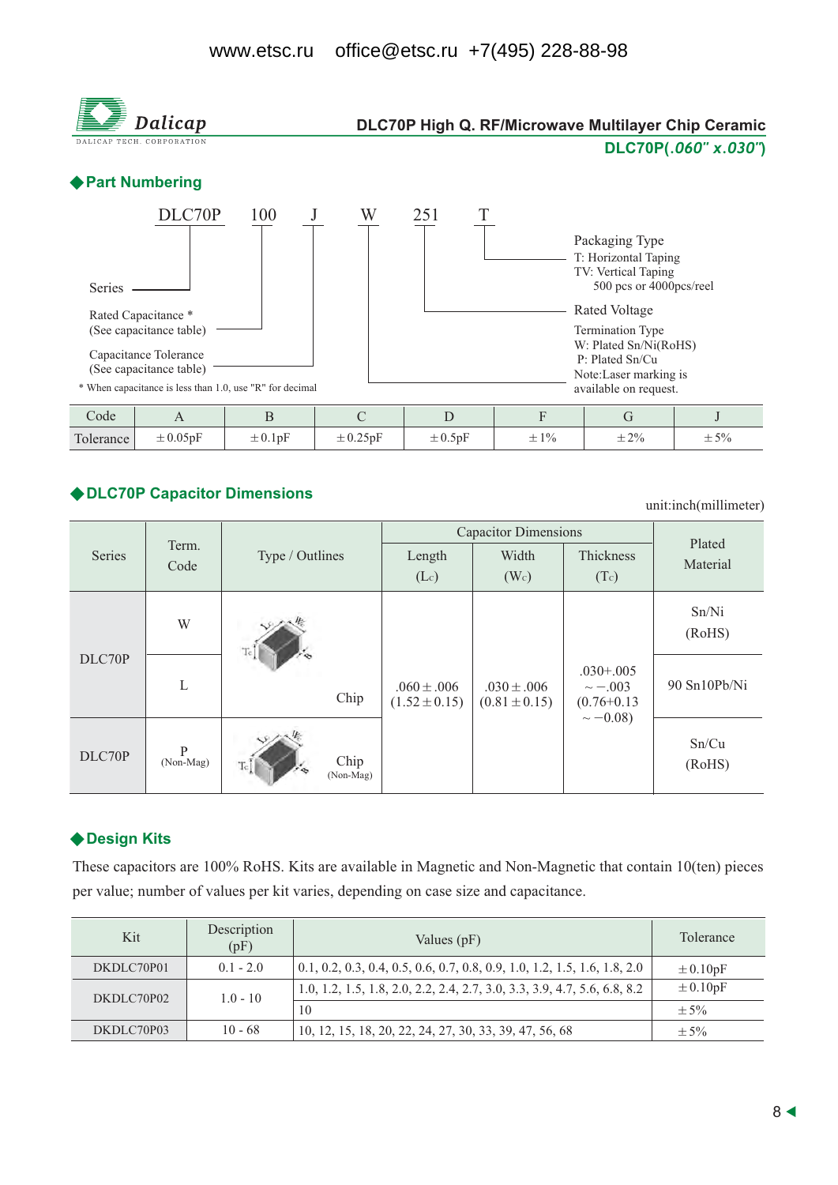DLC70P High Q. RF/Microwave Multilayer Chip Ceramic

**DLC70P(*.060" x.030"*)**

## ◆Part Numbering

DLC70P 100 J W 251 T

- Series → DLC70P
- Rated Capacitance * (See capacitance table) → 100
- Capacitance Tolerance (See capacitance table) → J
- Termination Type → W
  - W: Plated Sn/Ni(RoHS)
  - P: Plated Sn/Cu
  - Note:Laser marking is available on request.
- Rated Voltage → 251
- Packaging Type → T
  - T: Horizontal Taping
  - TV: Vertical Taping
  - 500 pcs or 4000pcs/reel

\* When capacitance is less than 1.0, use "R" for decimal

| Code | A | B | C | D | F | G | J |
|---|---|---|---|---|---|---|---|
| Tolerance | ±0.05pF | ±0.1pF | ±0.25pF | ±0.5pF | ±1% | ±2% | ±5% |

## ◆DLC70P Capacitor Dimensions

unit:inch(millimeter)

| Series | Term. Code | Type / Outlines | Capacitor Dimensions | | | Plated Material |
|---|---|---|---|---|---|---|
| | | | Length ($L_C$) | Width ($W_C$) | Thickness ($T_C$) | |
| DLC70P | W | Chip | .060±.006 (1.52±0.15) | .030±.006 (0.81±0.15) | .030+.005 ~−.003 (0.76+0.13 ~−0.08) | Sn/Ni (RoHS) |
| DLC70P | L | Chip | .060±.006 (1.52±0.15) | .030±.006 (0.81±0.15) | .030+.005 ~−.003 (0.76+0.13 ~−0.08) | 90 Sn10Pb/Ni |
| DLC70P | P (Non-Mag) | Chip (Non-Mag) | .060±.006 (1.52±0.15) | .030±.006 (0.81±0.15) | .030+.005 ~−.003 (0.76+0.13 ~−0.08) | Sn/Cu (RoHS) |

## ◆Design Kits

These capacitors are 100% RoHS. Kits are available in Magnetic and Non-Magnetic that contain 10(ten) pieces per value; number of values per kit varies, depending on case size and capacitance.

| Kit | Description (pF) | Values (pF) | Tolerance |
|---|---|---|---|
| DKDLC70P01 | 0.1 - 2.0 | 0.1, 0.2, 0.3, 0.4, 0.5, 0.6, 0.7, 0.8, 0.9, 1.0, 1.2, 1.5, 1.6, 1.8, 2.0 | ±0.10pF |
| DKDLC70P02 | 1.0 - 10 | 1.0, 1.2, 1.5, 1.8, 2.0, 2.2, 2.4, 2.7, 3.0, 3.3, 3.9, 4.7, 5.6, 6.8, 8.2 | ±0.10pF |
| | | 10 | ±5% |
| DKDLC70P03 | 10 - 68 | 10, 12, 15, 18, 20, 22, 24, 27, 30, 33, 39, 47, 56, 68 | ±5% |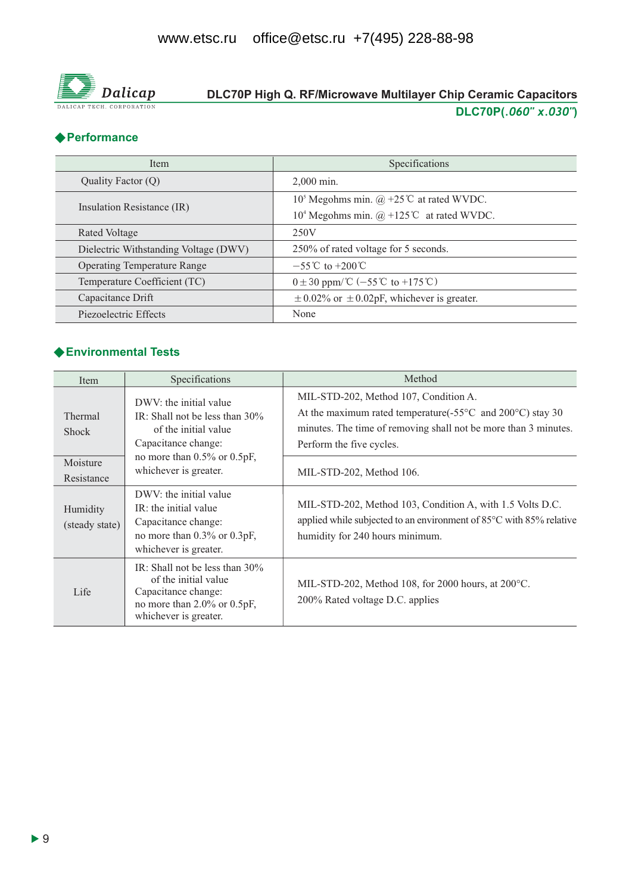# DLC70P High Q. RF/Microwave Multilayer Chip Ceramic Capacitors

**DLC70P(*.060" x.030"*)**

## ◆Performance

| Item | Specifications |
|---|---|
| Quality Factor (Q) | 2,000 min. |
| Insulation Resistance (IR) | $10^5$ Megohms min. @ +25℃ at rated WVDC.<br>$10^4$ Megohms min. @ +125℃ at rated WVDC. |
| Rated Voltage | 250V |
| Dielectric Withstanding Voltage (DWV) | 250% of rated voltage for 5 seconds. |
| Operating Temperature Range | −55℃ to +200℃ |
| Temperature Coefficient (TC) | 0±30 ppm/℃ (−55℃ to +175℃) |
| Capacitance Drift | ±0.02% or ±0.02pF, whichever is greater. |
| Piezoelectric Effects | None |

## ◆Environmental Tests

| Item | Specifications | Method |
|---|---|---|
| Thermal Shock | DWV: the initial value<br>IR: Shall not be less than 30% of the initial value<br>Capacitance change: no more than 0.5% or 0.5pF, whichever is greater. | MIL-STD-202, Method 107, Condition A.<br>At the maximum rated temperature(-55°C and 200°C) stay 30 minutes. The time of removing shall not be more than 3 minutes. Perform the five cycles. |
| Moisture Resistance | | MIL-STD-202, Method 106. |
| Humidity (steady state) | DWV: the initial value<br>IR: the initial value<br>Capacitance change: no more than 0.3% or 0.3pF, whichever is greater. | MIL-STD-202, Method 103, Condition A, with 1.5 Volts D.C. applied while subjected to an environment of 85°C with 85% relative humidity for 240 hours minimum. |
| Life | IR: Shall not be less than 30% of the initial value<br>Capacitance change: no more than 2.0% or 0.5pF, whichever is greater. | MIL-STD-202, Method 108, for 2000 hours, at 200°C.<br>200% Rated voltage D.C. applies |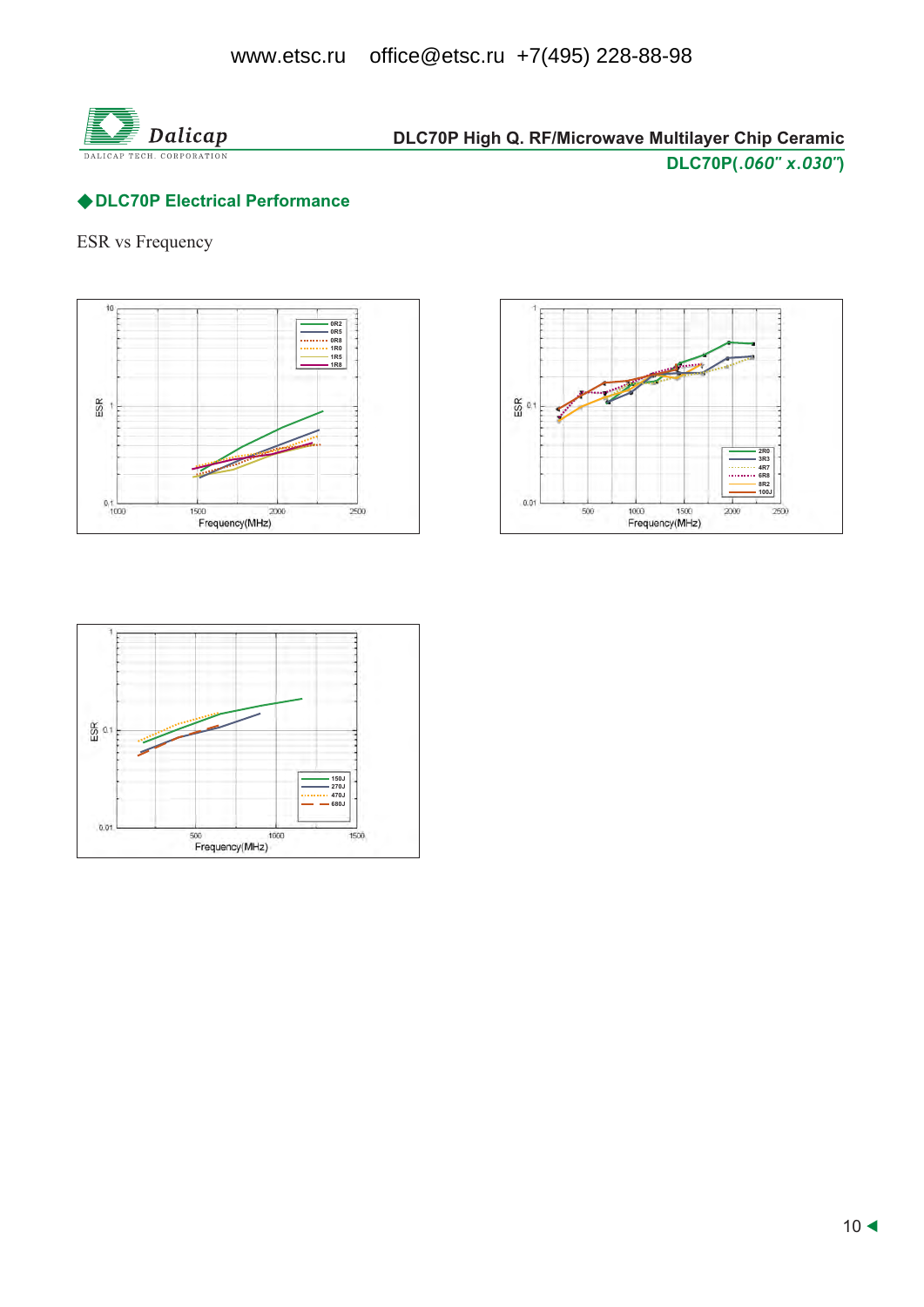## ◆DLC70P Electrical Performance

ESR vs Frequency

10
1
0.1
ESR
1000
1500
2000
2500
Frequency(MHz)
0R2
0R5
0R8
1R0
1R5
1R8

1
0.1
0.01
ESR
500
1000
1500
2000
2500
Frequency(MHz)
2R0
3R3
4R7
6R8
8R2
100J

1
0.1
0.01
ESR
500
1000
1500
Frequency(MHz)
150J
270J
470J
680J